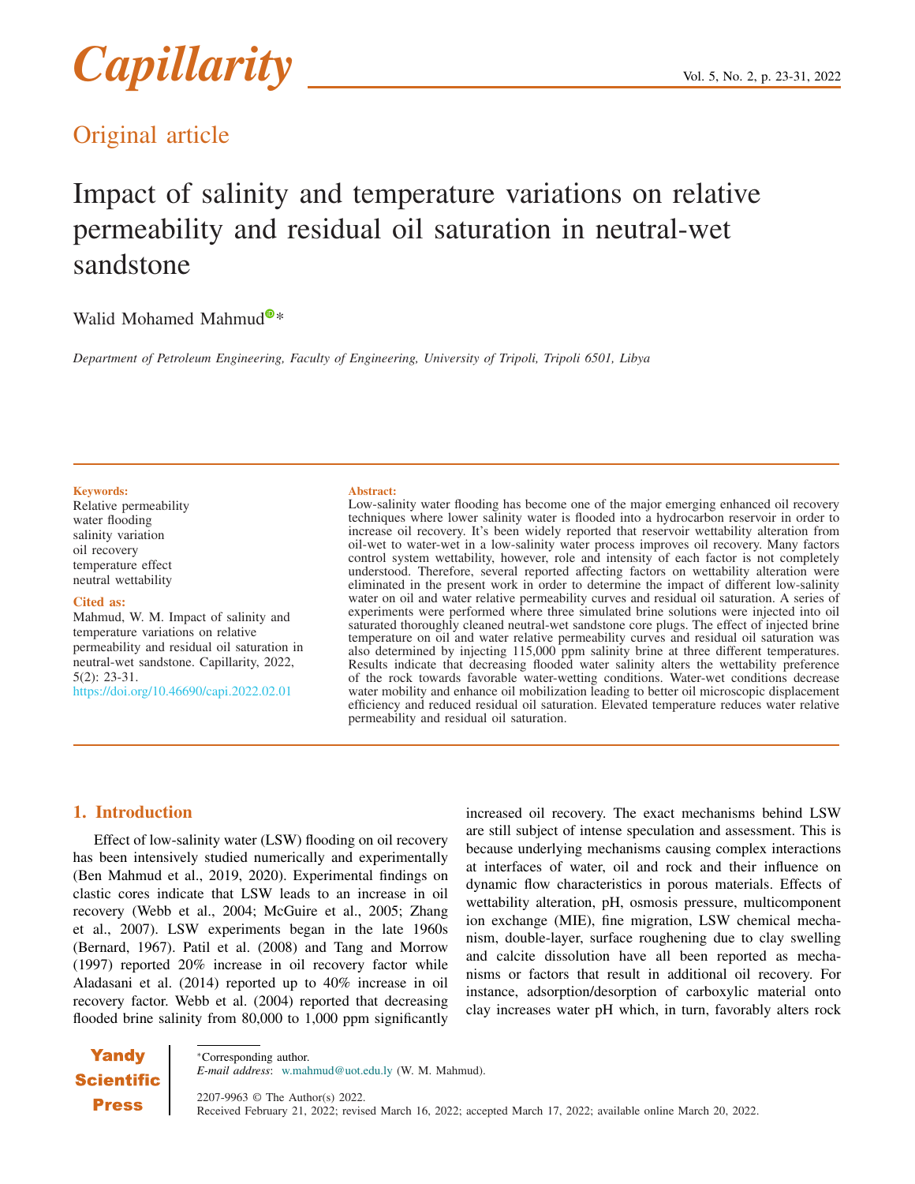Original article

# Impact of salinity and temperature variations on relative permeability and residual oil saturation in neutral-wet sandstone

Walid Mohamed Mahmud*

*Department of Petroleum Engineering, Faculty of Engineering, University of Tripoli, Tripoli 6501, Libya*

**Keywords:**
Relative permeability
water flooding
salinity variation
oil recovery
temperature effect
neutral wettability

**Cited as:**
Mahmud, W. M. Impact of salinity and temperature variations on relative permeability and residual oil saturation in neutral-wet sandstone. Capillarity, 2022, 5(2): 23-31.
https://doi.org/10.46690/capi.2022.02.01

**Abstract:**
Low-salinity water flooding has become one of the major emerging enhanced oil recovery techniques where lower salinity water is flooded into a hydrocarbon reservoir in order to increase oil recovery. It's been widely reported that reservoir wettability alteration from oil-wet to water-wet in a low-salinity water process improves oil recovery. Many factors control system wettability, however, role and intensity of each factor is not completely understood. Therefore, several reported affecting factors on wettability alteration were eliminated in the present work in order to determine the impact of different low-salinity water on oil and water relative permeability curves and residual oil saturation. A series of experiments were performed where three simulated brine solutions were injected into oil saturated thoroughly cleaned neutral-wet sandstone core plugs. The effect of injected brine temperature on oil and water relative permeability curves and residual oil saturation was also determined by injecting 115,000 ppm salinity brine at three different temperatures. Results indicate that decreasing flooded water salinity alters the wettability preference of the rock towards favorable water-wetting conditions. Water-wet conditions decrease water mobility and enhance oil mobilization leading to better oil microscopic displacement efficiency and reduced residual oil saturation. Elevated temperature reduces water relative permeability and residual oil saturation.

## 1. Introduction

Effect of low-salinity water (LSW) flooding on oil recovery has been intensively studied numerically and experimentally (Ben Mahmud et al., 2019, 2020). Experimental findings on clastic cores indicate that LSW leads to an increase in oil recovery (Webb et al., 2004; McGuire et al., 2005; Zhang et al., 2007). LSW experiments began in the late 1960s (Bernard, 1967). Patil et al. (2008) and Tang and Morrow (1997) reported 20% increase in oil recovery factor while Aladasani et al. (2014) reported up to 40% increase in oil recovery factor. Webb et al. (2004) reported that decreasing flooded brine salinity from 80,000 to 1,000 ppm significantly increased oil recovery. The exact mechanisms behind LSW are still subject of intense speculation and assessment. This is because underlying mechanisms causing complex interactions at interfaces of water, oil and rock and their influence on dynamic flow characteristics in porous materials. Effects of wettability alteration, pH, osmosis pressure, multicomponent ion exchange (MIE), fine migration, LSW chemical mechanism, double-layer, surface roughening due to clay swelling and calcite dissolution have all been reported as mechanisms or factors that result in additional oil recovery. For instance, adsorption/desorption of carboxylic material onto clay increases water pH which, in turn, favorably alters rock

*Corresponding author.
*E-mail address*: w.mahmud@uot.edu.ly (W. M. Mahmud).

2207-9963 © The Author(s) 2022.
Received February 21, 2022; revised March 16, 2022; accepted March 17, 2022; available online March 20, 2022.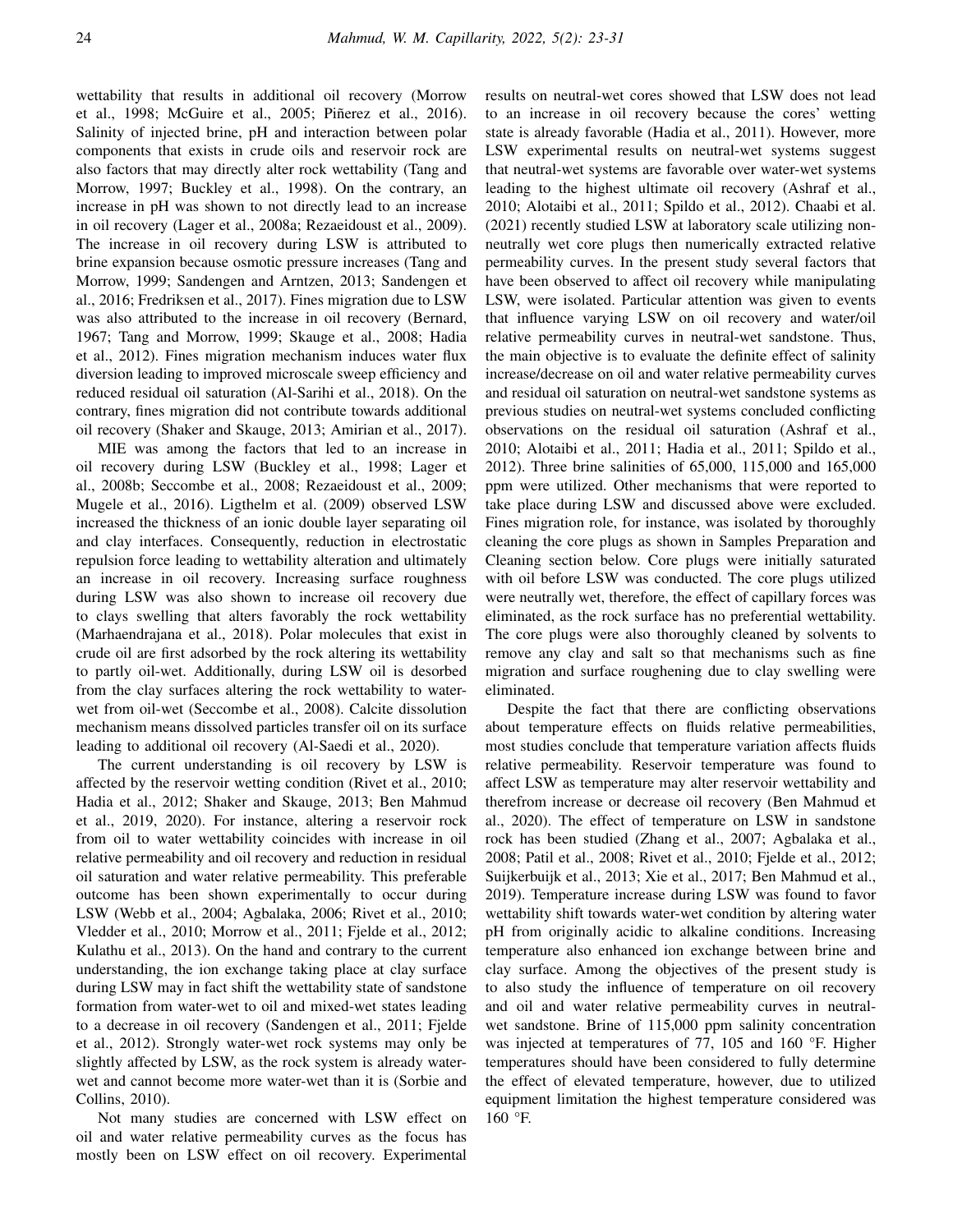wettability that results in additional oil recovery (Morrow et al., 1998; McGuire et al., 2005; Piñerez et al., 2016). Salinity of injected brine, pH and interaction between polar components that exists in crude oils and reservoir rock are also factors that may directly alter rock wettability (Tang and Morrow, 1997; Buckley et al., 1998). On the contrary, an increase in pH was shown to not directly lead to an increase in oil recovery (Lager et al., 2008a; Rezaeidoust et al., 2009). The increase in oil recovery during LSW is attributed to brine expansion because osmotic pressure increases (Tang and Morrow, 1999; Sandengen and Arntzen, 2013; Sandengen et al., 2016; Fredriksen et al., 2017). Fines migration due to LSW was also attributed to the increase in oil recovery (Bernard, 1967; Tang and Morrow, 1999; Skauge et al., 2008; Hadia et al., 2012). Fines migration mechanism induces water flux diversion leading to improved microscale sweep efficiency and reduced residual oil saturation (Al-Sarihi et al., 2018). On the contrary, fines migration did not contribute towards additional oil recovery (Shaker and Skauge, 2013; Amirian et al., 2017).

MIE was among the factors that led to an increase in oil recovery during LSW (Buckley et al., 1998; Lager et al., 2008b; Seccombe et al., 2008; Rezaeidoust et al., 2009; Mugele et al., 2016). Ligthelm et al. (2009) observed LSW increased the thickness of an ionic double layer separating oil and clay interfaces. Consequently, reduction in electrostatic repulsion force leading to wettability alteration and ultimately an increase in oil recovery. Increasing surface roughness during LSW was also shown to increase oil recovery due to clays swelling that alters favorably the rock wettability (Marhaendrajana et al., 2018). Polar molecules that exist in crude oil are first adsorbed by the rock altering its wettability to partly oil-wet. Additionally, during LSW oil is desorbed from the clay surfaces altering the rock wettability to water-wet from oil-wet (Seccombe et al., 2008). Calcite dissolution mechanism means dissolved particles transfer oil on its surface leading to additional oil recovery (Al-Saedi et al., 2020).

The current understanding is oil recovery by LSW is affected by the reservoir wetting condition (Rivet et al., 2010; Hadia et al., 2012; Shaker and Skauge, 2013; Ben Mahmud et al., 2019, 2020). For instance, altering a reservoir rock from oil to water wettability coincides with increase in oil relative permeability and oil recovery and reduction in residual oil saturation and water relative permeability. This preferable outcome has been shown experimentally to occur during LSW (Webb et al., 2004; Agbalaka, 2006; Rivet et al., 2010; Vledder et al., 2010; Morrow et al., 2011; Fjelde et al., 2012; Kulathu et al., 2013). On the hand and contrary to the current understanding, the ion exchange taking place at clay surface during LSW may in fact shift the wettability state of sandstone formation from water-wet to oil and mixed-wet states leading to a decrease in oil recovery (Sandengen et al., 2011; Fjelde et al., 2012). Strongly water-wet rock systems may only be slightly affected by LSW, as the rock system is already water-wet and cannot become more water-wet than it is (Sorbie and Collins, 2010).

Not many studies are concerned with LSW effect on oil and water relative permeability curves as the focus has mostly been on LSW effect on oil recovery. Experimental results on neutral-wet cores showed that LSW does not lead to an increase in oil recovery because the cores' wetting state is already favorable (Hadia et al., 2011). However, more LSW experimental results on neutral-wet systems suggest that neutral-wet systems are favorable over water-wet systems leading to the highest ultimate oil recovery (Ashraf et al., 2010; Alotaibi et al., 2011; Spildo et al., 2012). Chaabi et al. (2021) recently studied LSW at laboratory scale utilizing non-neutrally wet core plugs then numerically extracted relative permeability curves. In the present study several factors that have been observed to affect oil recovery while manipulating LSW, were isolated. Particular attention was given to events that influence varying LSW on oil recovery and water/oil relative permeability curves in neutral-wet sandstone. Thus, the main objective is to evaluate the definite effect of salinity increase/decrease on oil and water relative permeability curves and residual oil saturation on neutral-wet sandstone systems as previous studies on neutral-wet systems concluded conflicting observations on the residual oil saturation (Ashraf et al., 2010; Alotaibi et al., 2011; Hadia et al., 2011; Spildo et al., 2012). Three brine salinities of 65,000, 115,000 and 165,000 ppm were utilized. Other mechanisms that were reported to take place during LSW and discussed above were excluded. Fines migration role, for instance, was isolated by thoroughly cleaning the core plugs as shown in Samples Preparation and Cleaning section below. Core plugs were initially saturated with oil before LSW was conducted. The core plugs utilized were neutrally wet, therefore, the effect of capillary forces was eliminated, as the rock surface has no preferential wettability. The core plugs were also thoroughly cleaned by solvents to remove any clay and salt so that mechanisms such as fine migration and surface roughening due to clay swelling were eliminated.

Despite the fact that there are conflicting observations about temperature effects on fluids relative permeabilities, most studies conclude that temperature variation affects fluids relative permeability. Reservoir temperature was found to affect LSW as temperature may alter reservoir wettability and therefrom increase or decrease oil recovery (Ben Mahmud et al., 2020). The effect of temperature on LSW in sandstone rock has been studied (Zhang et al., 2007; Agbalaka et al., 2008; Patil et al., 2008; Rivet et al., 2010; Fjelde et al., 2012; Suijkerbuijk et al., 2013; Xie et al., 2017; Ben Mahmud et al., 2019). Temperature increase during LSW was found to favor wettability shift towards water-wet condition by altering water pH from originally acidic to alkaline conditions. Increasing temperature also enhanced ion exchange between brine and clay surface. Among the objectives of the present study is to also study the influence of temperature on oil recovery and oil and water relative permeability curves in neutral-wet sandstone. Brine of 115,000 ppm salinity concentration was injected at temperatures of 77, 105 and 160 °F. Higher temperatures should have been considered to fully determine the effect of elevated temperature, however, due to utilized equipment limitation the highest temperature considered was 160 °F.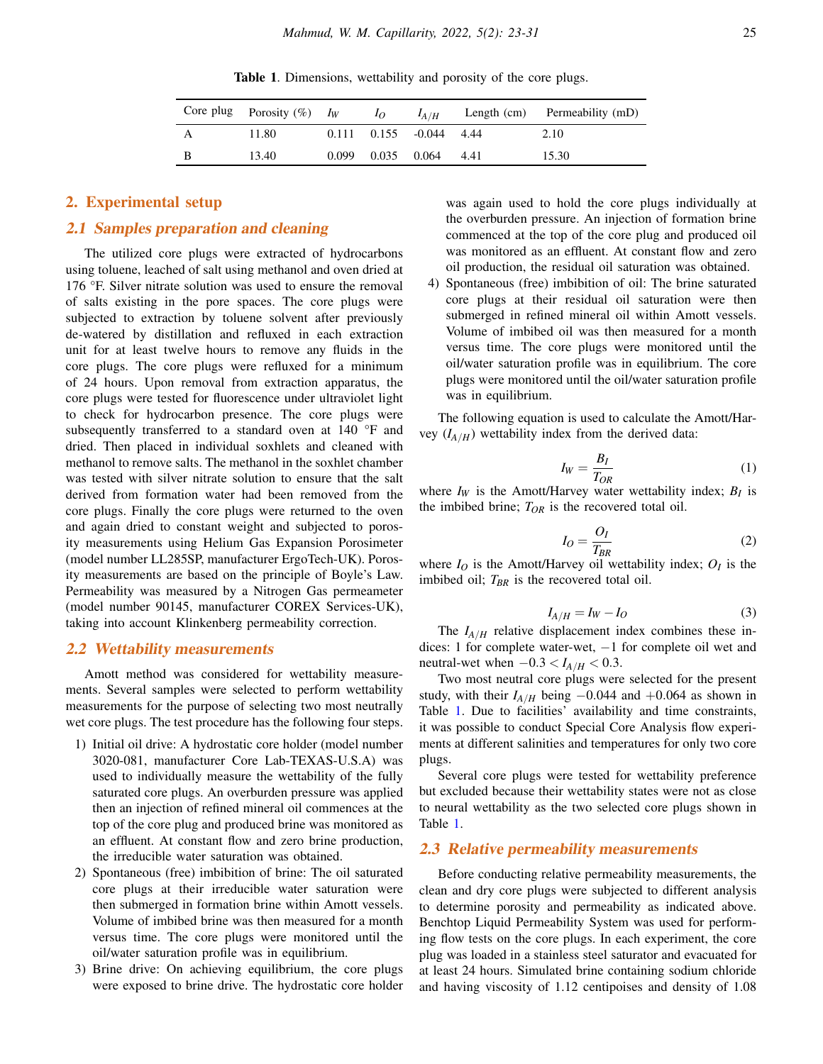**Table 1**. Dimensions, wettability and porosity of the core plugs.

| Core plug | Porosity (%) | $I_W$ | $I_O$ | $I_{A/H}$ | Length (cm) | Permeability (mD) |
|---|---|---|---|---|---|---|
| A | 11.80 | 0.111 | 0.155 | -0.044 | 4.44 | 2.10 |
| B | 13.40 | 0.099 | 0.035 | 0.064 | 4.41 | 15.30 |

## 2. Experimental setup

### 2.1 Samples preparation and cleaning

The utilized core plugs were extracted of hydrocarbons using toluene, leached of salt using methanol and oven dried at 176 °F. Silver nitrate solution was used to ensure the removal of salts existing in the pore spaces. The core plugs were subjected to extraction by toluene solvent after previously de-watered by distillation and refluxed in each extraction unit for at least twelve hours to remove any fluids in the core plugs. The core plugs were refluxed for a minimum of 24 hours. Upon removal from extraction apparatus, the core plugs were tested for fluorescence under ultraviolet light to check for hydrocarbon presence. The core plugs were subsequently transferred to a standard oven at 140 °F and dried. Then placed in individual soxhlets and cleaned with methanol to remove salts. The methanol in the soxhlet chamber was tested with silver nitrate solution to ensure that the salt derived from formation water had been removed from the core plugs. Finally the core plugs were returned to the oven and again dried to constant weight and subjected to porosity measurements using Helium Gas Expansion Porosimeter (model number LL285SP, manufacturer ErgoTech-UK). Porosity measurements are based on the principle of Boyle's Law. Permeability was measured by a Nitrogen Gas permeameter (model number 90145, manufacturer COREX Services-UK), taking into account Klinkenberg permeability correction.

### 2.2 Wettability measurements

Amott method was considered for wettability measurements. Several samples were selected to perform wettability measurements for the purpose of selecting two most neutrally wet core plugs. The test procedure has the following four steps.

1) Initial oil drive: A hydrostatic core holder (model number 3020-081, manufacturer Core Lab-TEXAS-U.S.A) was used to individually measure the wettability of the fully saturated core plugs. An overburden pressure was applied then an injection of refined mineral oil commences at the top of the core plug and produced brine was monitored as an effluent. At constant flow and zero brine production, the irreducible water saturation was obtained.
2) Spontaneous (free) imbibition of brine: The oil saturated core plugs at their irreducible water saturation were then submerged in formation brine within Amott vessels. Volume of imbibed brine was then measured for a month versus time. The core plugs were monitored until the oil/water saturation profile was in equilibrium.
3) Brine drive: On achieving equilibrium, the core plugs were exposed to brine drive. The hydrostatic core holder was again used to hold the core plugs individually at the overburden pressure. An injection of formation brine commenced at the top of the core plug and produced oil was monitored as an effluent. At constant flow and zero oil production, the residual oil saturation was obtained.
4) Spontaneous (free) imbibition of oil: The brine saturated core plugs at their residual oil saturation were then submerged in refined mineral oil within Amott vessels. Volume of imbibed oil was then measured for a month versus time. The core plugs were monitored until the oil/water saturation profile was in equilibrium. The core plugs were monitored until the oil/water saturation profile was in equilibrium.

The following equation is used to calculate the Amott/Harvey ($I_{A/H}$) wettability index from the derived data:

$$I_W = \frac{B_I}{T_{OR}} \tag{1}$$

where $I_W$ is the Amott/Harvey water wettability index; $B_I$ is the imbibed brine; $T_{OR}$ is the recovered total oil.

$$I_O = \frac{O_I}{T_{BR}} \tag{2}$$

where $I_O$ is the Amott/Harvey oil wettability index; $O_I$ is the imbibed oil; $T_{BR}$ is the recovered total oil.

$$I_{A/H} = I_W - I_O \tag{3}$$

The $I_{A/H}$ relative displacement index combines these indices: 1 for complete water-wet, $-1$ for complete oil wet and neutral-wet when $-0.3 < I_{A/H} < 0.3$.

Two most neutral core plugs were selected for the present study, with their $I_{A/H}$ being $-0.044$ and $+0.064$ as shown in Table 1. Due to facilities' availability and time constraints, it was possible to conduct Special Core Analysis flow experiments at different salinities and temperatures for only two core plugs.

Several core plugs were tested for wettability preference but excluded because their wettability states were not as close to neural wettability as the two selected core plugs shown in Table 1.

### 2.3 Relative permeability measurements

Before conducting relative permeability measurements, the clean and dry core plugs were subjected to different analysis to determine porosity and permeability as indicated above. Benchtop Liquid Permeability System was used for performing flow tests on the core plugs. In each experiment, the core plug was loaded in a stainless steel saturator and evacuated for at least 24 hours. Simulated brine containing sodium chloride and having viscosity of 1.12 centipoises and density of 1.08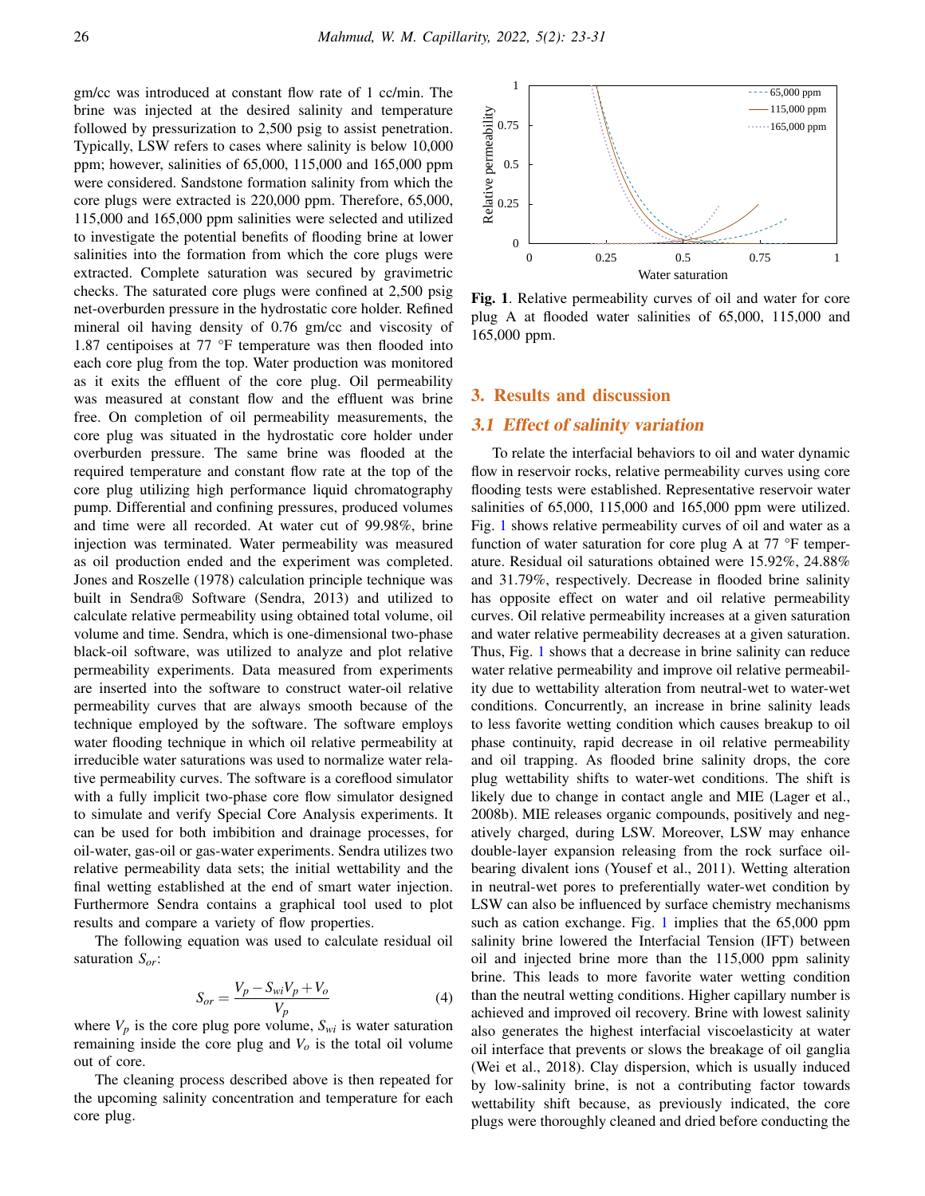gm/cc was introduced at constant flow rate of 1 cc/min. The brine was injected at the desired salinity and temperature followed by pressurization to 2,500 psig to assist penetration. Typically, LSW refers to cases where salinity is below 10,000 ppm; however, salinities of 65,000, 115,000 and 165,000 ppm were considered. Sandstone formation salinity from which the core plugs were extracted is 220,000 ppm. Therefore, 65,000, 115,000 and 165,000 ppm salinities were selected and utilized to investigate the potential benefits of flooding brine at lower salinities into the formation from which the core plugs were extracted. Complete saturation was secured by gravimetric checks. The saturated core plugs were confined at 2,500 psig net-overburden pressure in the hydrostatic core holder. Refined mineral oil having density of 0.76 gm/cc and viscosity of 1.87 centipoises at 77 °F temperature was then flooded into each core plug from the top. Water production was monitored as it exits the effluent of the core plug. Oil permeability was measured at constant flow and the effluent was brine free. On completion of oil permeability measurements, the core plug was situated in the hydrostatic core holder under overburden pressure. The same brine was flooded at the required temperature and constant flow rate at the top of the core plug utilizing high performance liquid chromatography pump. Differential and confining pressures, produced volumes and time were all recorded. At water cut of 99.98%, brine injection was terminated. Water permeability was measured as oil production ended and the experiment was completed. Jones and Roszelle (1978) calculation principle technique was built in Sendra® Software (Sendra, 2013) and utilized to calculate relative permeability using obtained total volume, oil volume and time. Sendra, which is one-dimensional two-phase black-oil software, was utilized to analyze and plot relative permeability experiments. Data measured from experiments are inserted into the software to construct water-oil relative permeability curves that are always smooth because of the technique employed by the software. The software employs water flooding technique in which oil relative permeability at irreducible water saturations was used to normalize water relative permeability curves. The software is a coreflood simulator with a fully implicit two-phase core flow simulator designed to simulate and verify Special Core Analysis experiments. It can be used for both imbibition and drainage processes, for oil-water, gas-oil or gas-water experiments. Sendra utilizes two relative permeability data sets; the initial wettability and the final wetting established at the end of smart water injection. Furthermore Sendra contains a graphical tool used to plot results and compare a variety of flow properties.

The following equation was used to calculate residual oil saturation $S_{or}$:

$$S_{or} = \frac{V_p - S_{wi}V_p + V_o}{V_p} \tag{4}$$

where $V_p$ is the core plug pore volume, $S_{wi}$ is water saturation remaining inside the core plug and $V_o$ is the total oil volume out of core.

The cleaning process described above is then repeated for the upcoming salinity concentration and temperature for each core plug.

**Fig. 1**. Relative permeability curves of oil and water for core plug A at flooded water salinities of 65,000, 115,000 and 165,000 ppm.

## 3. Results and discussion

### 3.1 Effect of salinity variation

To relate the interfacial behaviors to oil and water dynamic flow in reservoir rocks, relative permeability curves using core flooding tests were established. Representative reservoir water salinities of 65,000, 115,000 and 165,000 ppm were utilized. Fig. 1 shows relative permeability curves of oil and water as a function of water saturation for core plug A at 77 °F temperature. Residual oil saturations obtained were 15.92%, 24.88% and 31.79%, respectively. Decrease in flooded brine salinity has opposite effect on water and oil relative permeability curves. Oil relative permeability increases at a given saturation and water relative permeability decreases at a given saturation. Thus, Fig. 1 shows that a decrease in brine salinity can reduce water relative permeability and improve oil relative permeability due to wettability alteration from neutral-wet to water-wet conditions. Concurrently, an increase in brine salinity leads to less favorite wetting condition which causes breakup to oil phase continuity, rapid decrease in oil relative permeability and oil trapping. As flooded brine salinity drops, the core plug wettability shifts to water-wet conditions. The shift is likely due to change in contact angle and MIE (Lager et al., 2008b). MIE releases organic compounds, positively and negatively charged, during LSW. Moreover, LSW may enhance double-layer expansion releasing from the rock surface oil-bearing divalent ions (Yousef et al., 2011). Wetting alteration in neutral-wet pores to preferentially water-wet condition by LSW can also be influenced by surface chemistry mechanisms such as cation exchange. Fig. 1 implies that the 65,000 ppm salinity brine lowered the Interfacial Tension (IFT) between oil and injected brine more than the 115,000 ppm salinity brine. This leads to more favorite water wetting condition than the neutral wetting conditions. Higher capillary number is achieved and improved oil recovery. Brine with lowest salinity also generates the highest interfacial viscoelasticity at water oil interface that prevents or slows the breakage of oil ganglia (Wei et al., 2018). Clay dispersion, which is usually induced by low-salinity brine, is not a contributing factor towards wettability shift because, as previously indicated, the core plugs were thoroughly cleaned and dried before conducting the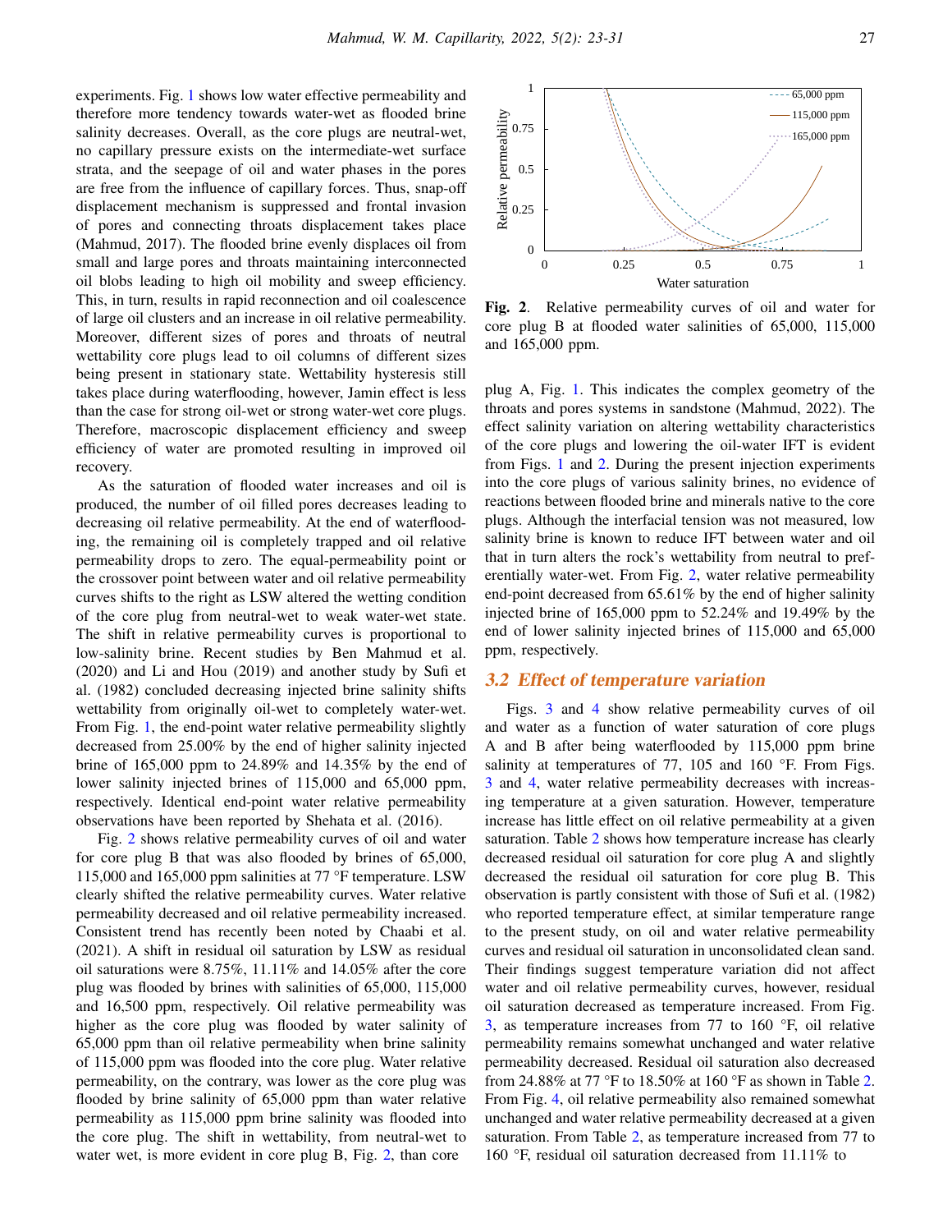experiments. Fig. 1 shows low water effective permeability and therefore more tendency towards water-wet as flooded brine salinity decreases. Overall, as the core plugs are neutral-wet, no capillary pressure exists on the intermediate-wet surface strata, and the seepage of oil and water phases in the pores are free from the influence of capillary forces. Thus, snap-off displacement mechanism is suppressed and frontal invasion of pores and connecting throats displacement takes place (Mahmud, 2017). The flooded brine evenly displaces oil from small and large pores and throats maintaining interconnected oil blobs leading to high oil mobility and sweep efficiency. This, in turn, results in rapid reconnection and oil coalescence of large oil clusters and an increase in oil relative permeability. Moreover, different sizes of pores and throats of neutral wettability core plugs lead to oil columns of different sizes being present in stationary state. Wettability hysteresis still takes place during waterflooding, however, Jamin effect is less than the case for strong oil-wet or strong water-wet core plugs. Therefore, macroscopic displacement efficiency and sweep efficiency of water are promoted resulting in improved oil recovery.

As the saturation of flooded water increases and oil is produced, the number of oil filled pores decreases leading to decreasing oil relative permeability. At the end of waterflooding, the remaining oil is completely trapped and oil relative permeability drops to zero. The equal-permeability point or the crossover point between water and oil relative permeability curves shifts to the right as LSW altered the wetting condition of the core plug from neutral-wet to weak water-wet state. The shift in relative permeability curves is proportional to low-salinity brine. Recent studies by Ben Mahmud et al. (2020) and Li and Hou (2019) and another study by Sufi et al. (1982) concluded decreasing injected brine salinity shifts wettability from originally oil-wet to completely water-wet. From Fig. 1, the end-point water relative permeability slightly decreased from 25.00% by the end of higher salinity injected brine of 165,000 ppm to 24.89% and 14.35% by the end of lower salinity injected brines of 115,000 and 65,000 ppm, respectively. Identical end-point water relative permeability observations have been reported by Shehata et al. (2016).

Fig. 2 shows relative permeability curves of oil and water for core plug B that was also flooded by brines of 65,000, 115,000 and 165,000 ppm salinities at 77 °F temperature. LSW clearly shifted the relative permeability curves. Water relative permeability decreased and oil relative permeability increased. Consistent trend has recently been noted by Chaabi et al. (2021). A shift in residual oil saturation by LSW as residual oil saturations were 8.75%, 11.11% and 14.05% after the core plug was flooded by brines with salinities of 65,000, 115,000 and 16,500 ppm, respectively. Oil relative permeability was higher as the core plug was flooded by water salinity of 65,000 ppm than oil relative permeability when brine salinity of 115,000 ppm was flooded into the core plug. Water relative permeability, on the contrary, was lower as the core plug was flooded by brine salinity of 65,000 ppm than water relative permeability as 115,000 ppm brine salinity was flooded into the core plug. The shift in wettability, from neutral-wet to water wet, is more evident in core plug B, Fig. 2, than core plug A, Fig. 1. This indicates the complex geometry of the throats and pores systems in sandstone (Mahmud, 2022). The effect salinity variation on altering wettability characteristics of the core plugs and lowering the oil-water IFT is evident from Figs. 1 and 2. During the present injection experiments into the core plugs of various salinity brines, no evidence of reactions between flooded brine and minerals native to the core plugs. Although the interfacial tension was not measured, low salinity brine is known to reduce IFT between water and oil that in turn alters the rock's wettability from neutral to preferentially water-wet. From Fig. 2, water relative permeability end-point decreased from 65.61% by the end of higher salinity injected brine of 165,000 ppm to 52.24% and 19.49% by the end of lower salinity injected brines of 115,000 and 65,000 ppm, respectively.

**Fig. 2.** Relative permeability curves of oil and water for core plug B at flooded water salinities of 65,000, 115,000 and 165,000 ppm.

## 3.2 Effect of temperature variation

Figs. 3 and 4 show relative permeability curves of oil and water as a function of water saturation of core plugs A and B after being waterflooded by 115,000 ppm brine salinity at temperatures of 77, 105 and 160 °F. From Figs. 3 and 4, water relative permeability decreases with increasing temperature at a given saturation. However, temperature increase has little effect on oil relative permeability at a given saturation. Table 2 shows how temperature increase has clearly decreased residual oil saturation for core plug A and slightly decreased the residual oil saturation for core plug B. This observation is partly consistent with those of Sufi et al. (1982) who reported temperature effect, at similar temperature range to the present study, on oil and water relative permeability curves and residual oil saturation in unconsolidated clean sand. Their findings suggest temperature variation did not affect water and oil relative permeability curves, however, residual oil saturation decreased as temperature increased. From Fig. 3, as temperature increases from 77 to 160 °F, oil relative permeability remains somewhat unchanged and water relative permeability decreased. Residual oil saturation also decreased from 24.88% at 77 °F to 18.50% at 160 °F as shown in Table 2. From Fig. 4, oil relative permeability also remained somewhat unchanged and water relative permeability decreased at a given saturation. From Table 2, as temperature increased from 77 to 160 °F, residual oil saturation decreased from 11.11% to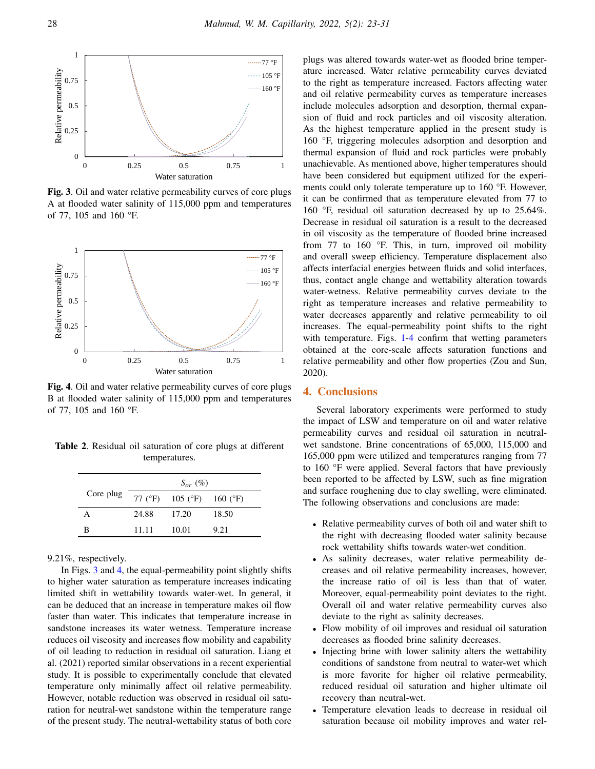Fig. 3. Oil and water relative permeability curves of core plugs A at flooded water salinity of 115,000 ppm and temperatures of 77, 105 and 160 °F.

Fig. 4. Oil and water relative permeability curves of core plugs B at flooded water salinity of 115,000 ppm and temperatures of 77, 105 and 160 °F.

**Table 2**. Residual oil saturation of core plugs at different temperatures.

| Core plug | $S_{or}$ (%) | | |
|---|---|---|---|
| | 77 (°F) | 105 (°F) | 160 (°F) |
| A | 24.88 | 17.20 | 18.50 |
| B | 11.11 | 10.01 | 9.21 |

9.21%, respectively.

In Figs. 3 and 4, the equal-permeability point slightly shifts to higher water saturation as temperature increases indicating limited shift in wettability towards water-wet. In general, it can be deduced that an increase in temperature makes oil flow faster than water. This indicates that temperature increase in sandstone increases its water wetness. Temperature increase reduces oil viscosity and increases flow mobility and capability of oil leading to reduction in residual oil saturation. Liang et al. (2021) reported similar observations in a recent experiential study. It is possible to experimentally conclude that elevated temperature only minimally affect oil relative permeability. However, notable reduction was observed in residual oil saturation for neutral-wet sandstone within the temperature range of the present study. The neutral-wettability status of both core plugs was altered towards water-wet as flooded brine temperature increased. Water relative permeability curves deviated to the right as temperature increased. Factors affecting water and oil relative permeability curves as temperature increases include molecules adsorption and desorption, thermal expansion of fluid and rock particles and oil viscosity alteration. As the highest temperature applied in the present study is 160 °F, triggering molecules adsorption and desorption and thermal expansion of fluid and rock particles were probably unachievable. As mentioned above, higher temperatures should have been considered but equipment utilized for the experiments could only tolerate temperature up to 160 °F. However, it can be confirmed that as temperature elevated from 77 to 160 °F, residual oil saturation decreased by up to 25.64%. Decrease in residual oil saturation is a result to the decreased in oil viscosity as the temperature of flooded brine increased from 77 to 160 °F. This, in turn, improved oil mobility and overall sweep efficiency. Temperature displacement also affects interfacial energies between fluids and solid interfaces, thus, contact angle change and wettability alteration towards water-wetness. Relative permeability curves deviate to the right as temperature increases and relative permeability to water decreases apparently and relative permeability to oil increases. The equal-permeability point shifts to the right with temperature. Figs. 1-4 confirm that wetting parameters obtained at the core-scale affects saturation functions and relative permeability and other flow properties (Zou and Sun, 2020).

## 4. Conclusions

Several laboratory experiments were performed to study the impact of LSW and temperature on oil and water relative permeability curves and residual oil saturation in neutral-wet sandstone. Brine concentrations of 65,000, 115,000 and 165,000 ppm were utilized and temperatures ranging from 77 to 160 °F were applied. Several factors that have previously been reported to be affected by LSW, such as fine migration and surface roughening due to clay swelling, were eliminated. The following observations and conclusions are made:

- Relative permeability curves of both oil and water shift to the right with decreasing flooded water salinity because rock wettability shifts towards water-wet condition.
- As salinity decreases, water relative permeability decreases and oil relative permeability increases, however, the increase ratio of oil is less than that of water. Moreover, equal-permeability point deviates to the right. Overall oil and water relative permeability curves also deviate to the right as salinity decreases.
- Flow mobility of oil improves and residual oil saturation decreases as flooded brine salinity decreases.
- Injecting brine with lower salinity alters the wettability conditions of sandstone from neutral to water-wet which is more favorite for higher oil relative permeability, reduced residual oil saturation and higher ultimate oil recovery than neutral-wet.
- Temperature elevation leads to decrease in residual oil saturation because oil mobility improves and water rel-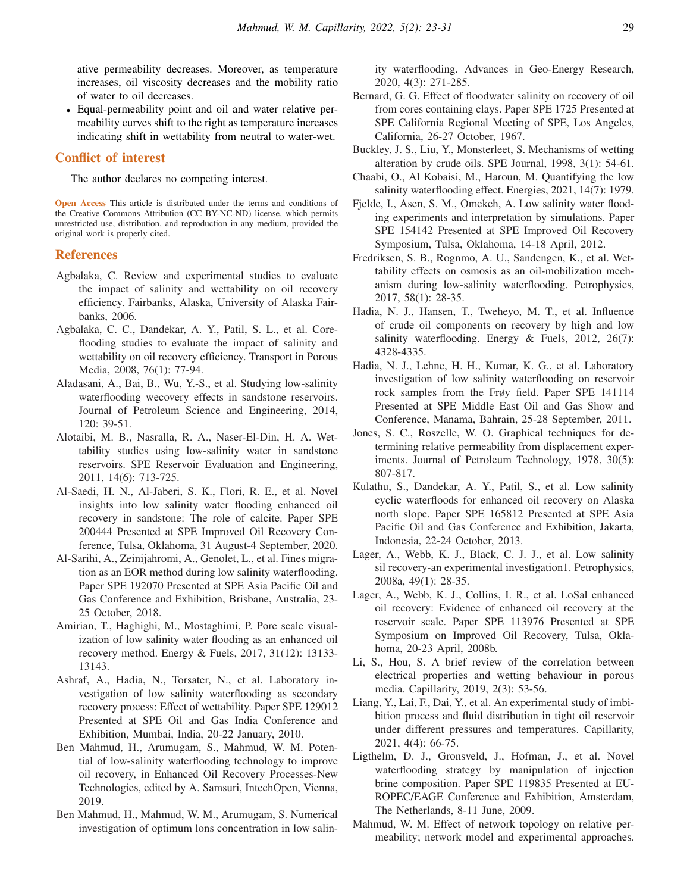ative permeability decreases. Moreover, as temperature increases, oil viscosity decreases and the mobility ratio of water to oil decreases.

- Equal-permeability point and oil and water relative permeability curves shift to the right as temperature increases indicating shift in wettability from neutral to water-wet.

## Conflict of interest

The author declares no competing interest.

**Open Access** This article is distributed under the terms and conditions of the Creative Commons Attribution (CC BY-NC-ND) license, which permits unrestricted use, distribution, and reproduction in any medium, provided the original work is properly cited.

## References

Agbalaka, C. Review and experimental studies to evaluate the impact of salinity and wettability on oil recovery efficiency. Fairbanks, Alaska, University of Alaska Fairbanks, 2006.

Agbalaka, C. C., Dandekar, A. Y., Patil, S. L., et al. Coreflooding studies to evaluate the impact of salinity and wettability on oil recovery efficiency. Transport in Porous Media, 2008, 76(1): 77-94.

Aladasani, A., Bai, B., Wu, Y.-S., et al. Studying low-salinity waterflooding wecovery effects in sandstone reservoirs. Journal of Petroleum Science and Engineering, 2014, 120: 39-51.

Alotaibi, M. B., Nasralla, R. A., Naser-El-Din, H. A. Wettability studies using low-salinity water in sandstone reservoirs. SPE Reservoir Evaluation and Engineering, 2011, 14(6): 713-725.

Al-Saedi, H. N., Al-Jaberi, S. K., Flori, R. E., et al. Novel insights into low salinity water flooding enhanced oil recovery in sandstone: The role of calcite. Paper SPE 200444 Presented at SPE Improved Oil Recovery Conference, Tulsa, Oklahoma, 31 August-4 September, 2020.

Al-Sarihi, A., Zeinijahromi, A., Genolet, L., et al. Fines migration as an EOR method during low salinity waterflooding. Paper SPE 192070 Presented at SPE Asia Pacific Oil and Gas Conference and Exhibition, Brisbane, Australia, 23-25 October, 2018.

Amirian, T., Haghighi, M., Mostaghimi, P. Pore scale visualization of low salinity water flooding as an enhanced oil recovery method. Energy & Fuels, 2017, 31(12): 13133-13143.

Ashraf, A., Hadia, N., Torsater, N., et al. Laboratory investigation of low salinity waterflooding as secondary recovery process: Effect of wettability. Paper SPE 129012 Presented at SPE Oil and Gas India Conference and Exhibition, Mumbai, India, 20-22 January, 2010.

Ben Mahmud, H., Arumugam, S., Mahmud, W. M. Potential of low-salinity waterflooding technology to improve oil recovery, in Enhanced Oil Recovery Processes-New Technologies, edited by A. Samsuri, IntechOpen, Vienna, 2019.

Ben Mahmud, H., Mahmud, W. M., Arumugam, S. Numerical investigation of optimum Ions concentration in low salinity waterflooding. Advances in Geo-Energy Research, 2020, 4(3): 271-285.

Bernard, G. G. Effect of floodwater salinity on recovery of oil from cores containing clays. Paper SPE 1725 Presented at SPE California Regional Meeting of SPE, Los Angeles, California, 26-27 October, 1967.

Buckley, J. S., Liu, Y., Monsterleet, S. Mechanisms of wetting alteration by crude oils. SPE Journal, 1998, 3(1): 54-61.

Chaabi, O., Al Kobaisi, M., Haroun, M. Quantifying the low salinity waterflooding effect. Energies, 2021, 14(7): 1979.

Fjelde, I., Asen, S. M., Omekeh, A. Low salinity water flooding experiments and interpretation by simulations. Paper SPE 154142 Presented at SPE Improved Oil Recovery Symposium, Tulsa, Oklahoma, 14-18 April, 2012.

Fredriksen, S. B., Rognmo, A. U., Sandengen, K., et al. Wettability effects on osmosis as an oil-mobilization mechanism during low-salinity waterflooding. Petrophysics, 2017, 58(1): 28-35.

Hadia, N. J., Hansen, T., Tweheyo, M. T., et al. Influence of crude oil components on recovery by high and low salinity waterflooding. Energy & Fuels, 2012, 26(7): 4328-4335.

Hadia, N. J., Lehne, H. H., Kumar, K. G., et al. Laboratory investigation of low salinity waterflooding on reservoir rock samples from the Frøy field. Paper SPE 141114 Presented at SPE Middle East Oil and Gas Show and Conference, Manama, Bahrain, 25-28 September, 2011.

Jones, S. C., Roszelle, W. O. Graphical techniques for determining relative permeability from displacement experiments. Journal of Petroleum Technology, 1978, 30(5): 807-817.

Kulathu, S., Dandekar, A. Y., Patil, S., et al. Low salinity cyclic waterfloods for enhanced oil recovery on Alaska north slope. Paper SPE 165812 Presented at SPE Asia Pacific Oil and Gas Conference and Exhibition, Jakarta, Indonesia, 22-24 October, 2013.

Lager, A., Webb, K. J., Black, C. J. J., et al. Low salinity sil recovery-an experimental investigation1. Petrophysics, 2008a, 49(1): 28-35.

Lager, A., Webb, K. J., Collins, I. R., et al. LoSal enhanced oil recovery: Evidence of enhanced oil recovery at the reservoir scale. Paper SPE 113976 Presented at SPE Symposium on Improved Oil Recovery, Tulsa, Oklahoma, 20-23 April, 2008b.

Li, S., Hou, S. A brief review of the correlation between electrical properties and wetting behaviour in porous media. Capillarity, 2019, 2(3): 53-56.

Liang, Y., Lai, F., Dai, Y., et al. An experimental study of imbibition process and fluid distribution in tight oil reservoir under different pressures and temperatures. Capillarity, 2021, 4(4): 66-75.

Ligthelm, D. J., Gronsveld, J., Hofman, J., et al. Novel waterflooding strategy by manipulation of injection brine composition. Paper SPE 119835 Presented at EUROPEC/EAGE Conference and Exhibition, Amsterdam, The Netherlands, 8-11 June, 2009.

Mahmud, W. M. Effect of network topology on relative permeability; network model and experimental approaches.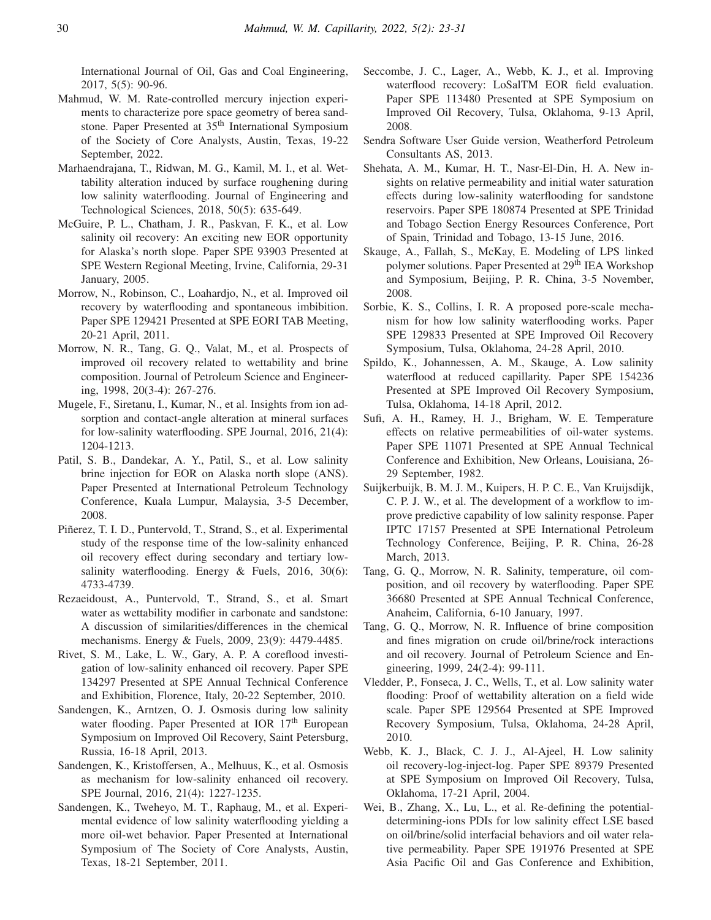International Journal of Oil, Gas and Coal Engineering, 2017, 5(5): 90-96.

Mahmud, W. M. Rate-controlled mercury injection experiments to characterize pore space geometry of berea sandstone. Paper Presented at 35th International Symposium of the Society of Core Analysts, Austin, Texas, 19-22 September, 2022.

Marhaendrajana, T., Ridwan, M. G., Kamil, M. I., et al. Wettability alteration induced by surface roughening during low salinity waterflooding. Journal of Engineering and Technological Sciences, 2018, 50(5): 635-649.

McGuire, P. L., Chatham, J. R., Paskvan, F. K., et al. Low salinity oil recovery: An exciting new EOR opportunity for Alaska's north slope. Paper SPE 93903 Presented at SPE Western Regional Meeting, Irvine, California, 29-31 January, 2005.

Morrow, N., Robinson, C., Loahardjo, N., et al. Improved oil recovery by waterflooding and spontaneous imbibition. Paper SPE 129421 Presented at SPE EORI TAB Meeting, 20-21 April, 2011.

Morrow, N. R., Tang, G. Q., Valat, M., et al. Prospects of improved oil recovery related to wettability and brine composition. Journal of Petroleum Science and Engineering, 1998, 20(3-4): 267-276.

Mugele, F., Siretanu, I., Kumar, N., et al. Insights from ion adsorption and contact-angle alteration at mineral surfaces for low-salinity waterflooding. SPE Journal, 2016, 21(4): 1204-1213.

Patil, S. B., Dandekar, A. Y., Patil, S., et al. Low salinity brine injection for EOR on Alaska north slope (ANS). Paper Presented at International Petroleum Technology Conference, Kuala Lumpur, Malaysia, 3-5 December, 2008.

Piñerez, T. I. D., Puntervold, T., Strand, S., et al. Experimental study of the response time of the low-salinity enhanced oil recovery effect during secondary and tertiary low-salinity waterflooding. Energy & Fuels, 2016, 30(6): 4733-4739.

Rezaeidoust, A., Puntervold, T., Strand, S., et al. Smart water as wettability modifier in carbonate and sandstone: A discussion of similarities/differences in the chemical mechanisms. Energy & Fuels, 2009, 23(9): 4479-4485.

Rivet, S. M., Lake, L. W., Gary, A. P. A coreflood investigation of low-salinity enhanced oil recovery. Paper SPE 134297 Presented at SPE Annual Technical Conference and Exhibition, Florence, Italy, 20-22 September, 2010.

Sandengen, K., Arntzen, O. J. Osmosis during low salinity water flooding. Paper Presented at IOR 17th European Symposium on Improved Oil Recovery, Saint Petersburg, Russia, 16-18 April, 2013.

Sandengen, K., Kristoffersen, A., Melhuus, K., et al. Osmosis as mechanism for low-salinity enhanced oil recovery. SPE Journal, 2016, 21(4): 1227-1235.

Sandengen, K., Tweheyo, M. T., Raphaug, M., et al. Experimental evidence of low salinity waterflooding yielding a more oil-wet behavior. Paper Presented at International Symposium of The Society of Core Analysts, Austin, Texas, 18-21 September, 2011.

Seccombe, J. C., Lager, A., Webb, K. J., et al. Improving waterflood recovery: LoSalTM EOR field evaluation. Paper SPE 113480 Presented at SPE Symposium on Improved Oil Recovery, Tulsa, Oklahoma, 9-13 April, 2008.

Sendra Software User Guide version, Weatherford Petroleum Consultants AS, 2013.

Shehata, A. M., Kumar, H. T., Nasr-El-Din, H. A. New insights on relative permeability and initial water saturation effects during low-salinity waterflooding for sandstone reservoirs. Paper SPE 180874 Presented at SPE Trinidad and Tobago Section Energy Resources Conference, Port of Spain, Trinidad and Tobago, 13-15 June, 2016.

Skauge, A., Fallah, S., McKay, E. Modeling of LPS linked polymer solutions. Paper Presented at 29th IEA Workshop and Symposium, Beijing, P. R. China, 3-5 November, 2008.

Sorbie, K. S., Collins, I. R. A proposed pore-scale mechanism for how low salinity waterflooding works. Paper SPE 129833 Presented at SPE Improved Oil Recovery Symposium, Tulsa, Oklahoma, 24-28 April, 2010.

Spildo, K., Johannessen, A. M., Skauge, A. Low salinity waterflood at reduced capillarity. Paper SPE 154236 Presented at SPE Improved Oil Recovery Symposium, Tulsa, Oklahoma, 14-18 April, 2012.

Sufi, A. H., Ramey, H. J., Brigham, W. E. Temperature effects on relative permeabilities of oil-water systems. Paper SPE 11071 Presented at SPE Annual Technical Conference and Exhibition, New Orleans, Louisiana, 26-29 September, 1982.

Suijkerbuijk, B. M. J. M., Kuipers, H. P. C. E., Van Kruijsdijk, C. P. J. W., et al. The development of a workflow to improve predictive capability of low salinity response. Paper IPTC 17157 Presented at SPE International Petroleum Technology Conference, Beijing, P. R. China, 26-28 March, 2013.

Tang, G. Q., Morrow, N. R. Salinity, temperature, oil composition, and oil recovery by waterflooding. Paper SPE 36680 Presented at SPE Annual Technical Conference, Anaheim, California, 6-10 January, 1997.

Tang, G. Q., Morrow, N. R. Influence of brine composition and fines migration on crude oil/brine/rock interactions and oil recovery. Journal of Petroleum Science and Engineering, 1999, 24(2-4): 99-111.

Vledder, P., Fonseca, J. C., Wells, T., et al. Low salinity water flooding: Proof of wettability alteration on a field wide scale. Paper SPE 129564 Presented at SPE Improved Recovery Symposium, Tulsa, Oklahoma, 24-28 April, 2010.

Webb, K. J., Black, C. J. J., Al-Ajeel, H. Low salinity oil recovery-log-inject-log. Paper SPE 89379 Presented at SPE Symposium on Improved Oil Recovery, Tulsa, Oklahoma, 17-21 April, 2004.

Wei, B., Zhang, X., Lu, L., et al. Re-defining the potential-determining-ions PDIs for low salinity effect LSE based on oil/brine/solid interfacial behaviors and oil water relative permeability. Paper SPE 191976 Presented at SPE Asia Pacific Oil and Gas Conference and Exhibition,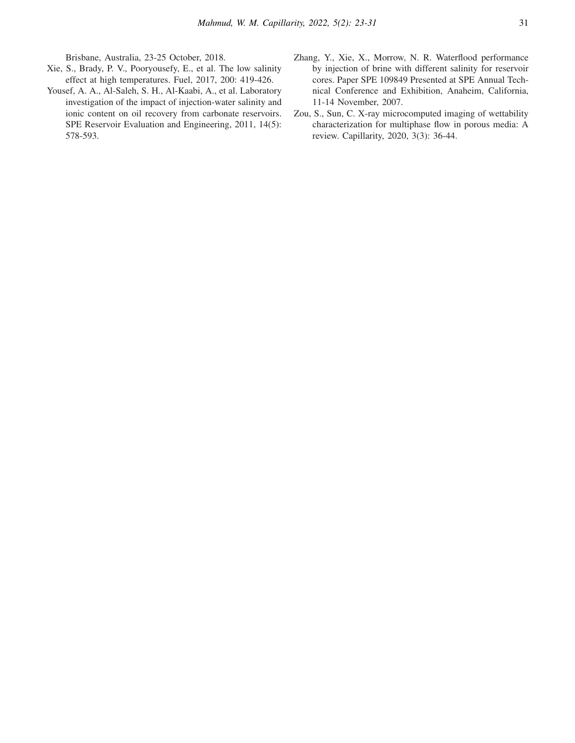Brisbane, Australia, 23-25 October, 2018.

Xie, S., Brady, P. V., Pooryousefy, E., et al. The low salinity effect at high temperatures. Fuel, 2017, 200: 419-426.

Yousef, A. A., Al-Saleh, S. H., Al-Kaabi, A., et al. Laboratory investigation of the impact of injection-water salinity and ionic content on oil recovery from carbonate reservoirs. SPE Reservoir Evaluation and Engineering, 2011, 14(5): 578-593.

Zhang, Y., Xie, X., Morrow, N. R. Waterflood performance by injection of brine with different salinity for reservoir cores. Paper SPE 109849 Presented at SPE Annual Technical Conference and Exhibition, Anaheim, California, 11-14 November, 2007.

Zou, S., Sun, C. X-ray microcomputed imaging of wettability characterization for multiphase flow in porous media: A review. Capillarity, 2020, 3(3): 36-44.